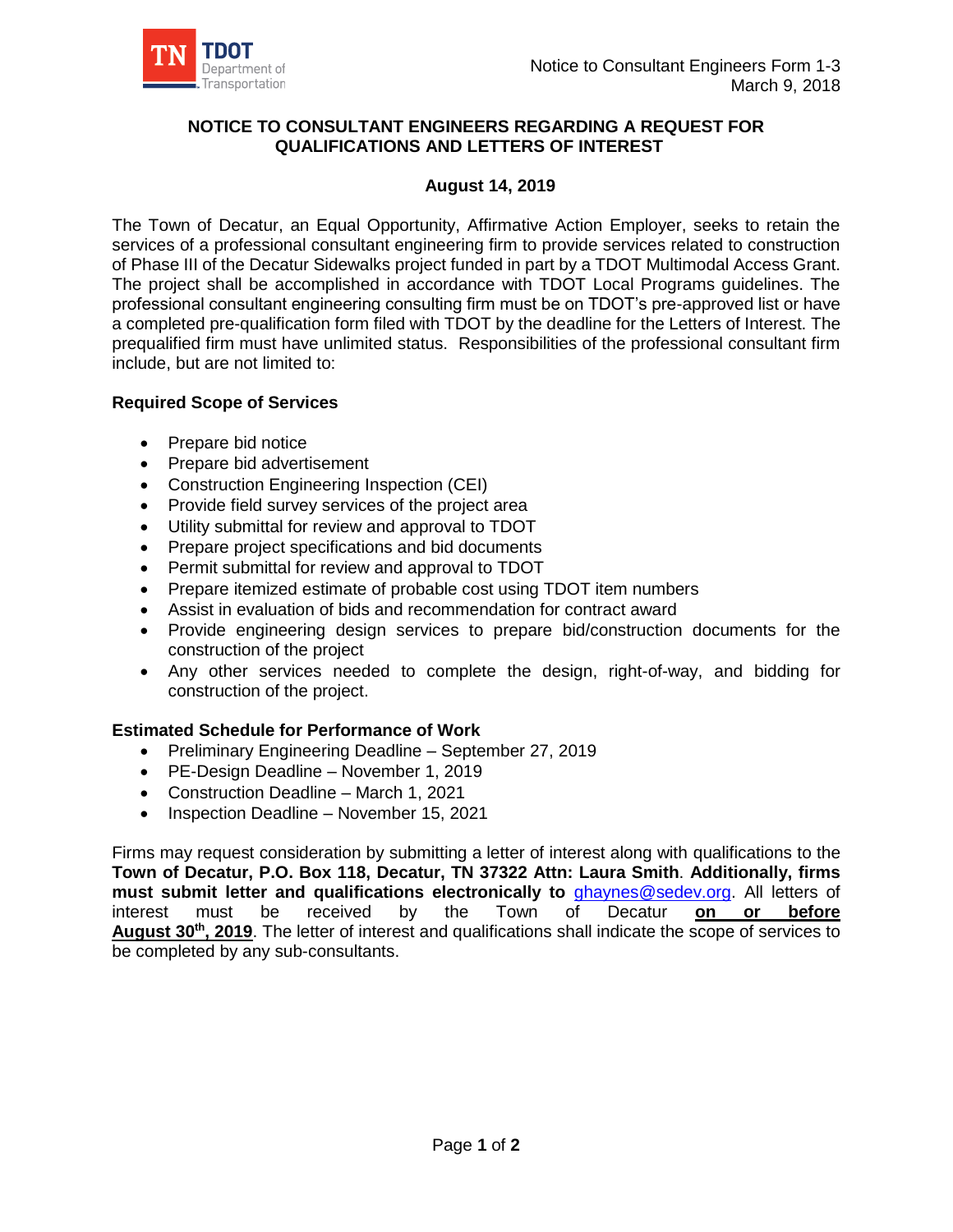Notice to Consultant Engineers Form 1-3
March 9, 2018

## NOTICE TO CONSULTANT ENGINEERS REGARDING A REQUEST FOR QUALIFICATIONS AND LETTERS OF INTEREST

**August 14, 2019**

The Town of Decatur, an Equal Opportunity, Affirmative Action Employer, seeks to retain the services of a professional consultant engineering firm to provide services related to construction of Phase III of the Decatur Sidewalks project funded in part by a TDOT Multimodal Access Grant. The project shall be accomplished in accordance with TDOT Local Programs guidelines. The professional consultant engineering consulting firm must be on TDOT's pre-approved list or have a completed pre-qualification form filed with TDOT by the deadline for the Letters of Interest. The prequalified firm must have unlimited status. Responsibilities of the professional consultant firm include, but are not limited to:

### Required Scope of Services

- Prepare bid notice
- Prepare bid advertisement
- Construction Engineering Inspection (CEI)
- Provide field survey services of the project area
- Utility submittal for review and approval to TDOT
- Prepare project specifications and bid documents
- Permit submittal for review and approval to TDOT
- Prepare itemized estimate of probable cost using TDOT item numbers
- Assist in evaluation of bids and recommendation for contract award
- Provide engineering design services to prepare bid/construction documents for the construction of the project
- Any other services needed to complete the design, right-of-way, and bidding for construction of the project.

### Estimated Schedule for Performance of Work

- Preliminary Engineering Deadline – September 27, 2019
- PE-Design Deadline – November 1, 2019
- Construction Deadline – March 1, 2021
- Inspection Deadline – November 15, 2021

Firms may request consideration by submitting a letter of interest along with qualifications to the **Town of Decatur, P.O. Box 118, Decatur, TN 37322 Attn: Laura Smith**. **Additionally, firms must submit letter and qualifications electronically to** ghaynes@sedev.org. All letters of interest must be received by the Town of Decatur **on or before August 30th, 2019**. The letter of interest and qualifications shall indicate the scope of services to be completed by any sub-consultants.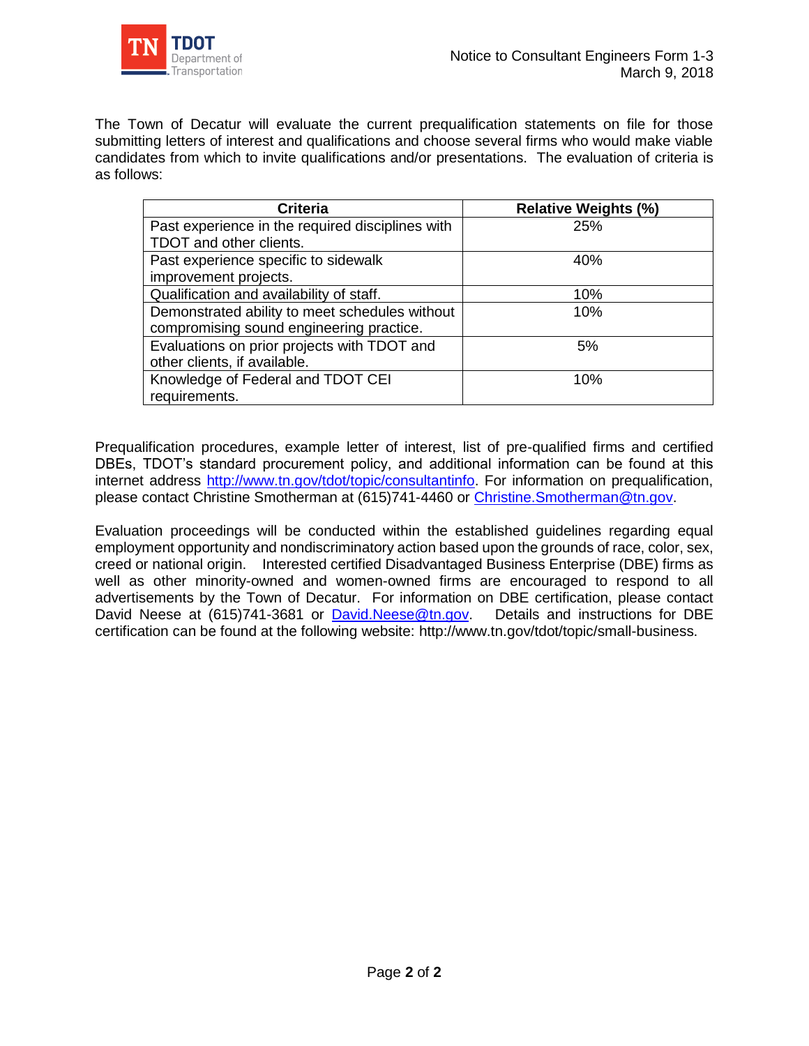The Town of Decatur will evaluate the current prequalification statements on file for those submitting letters of interest and qualifications and choose several firms who would make viable candidates from which to invite qualifications and/or presentations. The evaluation of criteria is as follows:

| Criteria | Relative Weights (%) |
|---|---|
| Past experience in the required disciplines with TDOT and other clients. | 25% |
| Past experience specific to sidewalk improvement projects. | 40% |
| Qualification and availability of staff. | 10% |
| Demonstrated ability to meet schedules without compromising sound engineering practice. | 10% |
| Evaluations on prior projects with TDOT and other clients, if available. | 5% |
| Knowledge of Federal and TDOT CEI requirements. | 10% |

Prequalification procedures, example letter of interest, list of pre-qualified firms and certified DBEs, TDOT's standard procurement policy, and additional information can be found at this internet address http://www.tn.gov/tdot/topic/consultantinfo. For information on prequalification, please contact Christine Smotherman at (615)741-4460 or Christine.Smotherman@tn.gov.

Evaluation proceedings will be conducted within the established guidelines regarding equal employment opportunity and nondiscriminatory action based upon the grounds of race, color, sex, creed or national origin. Interested certified Disadvantaged Business Enterprise (DBE) firms as well as other minority-owned and women-owned firms are encouraged to respond to all advertisements by the Town of Decatur. For information on DBE certification, please contact David Neese at (615)741-3681 or David.Neese@tn.gov. Details and instructions for DBE certification can be found at the following website: http://www.tn.gov/tdot/topic/small-business.